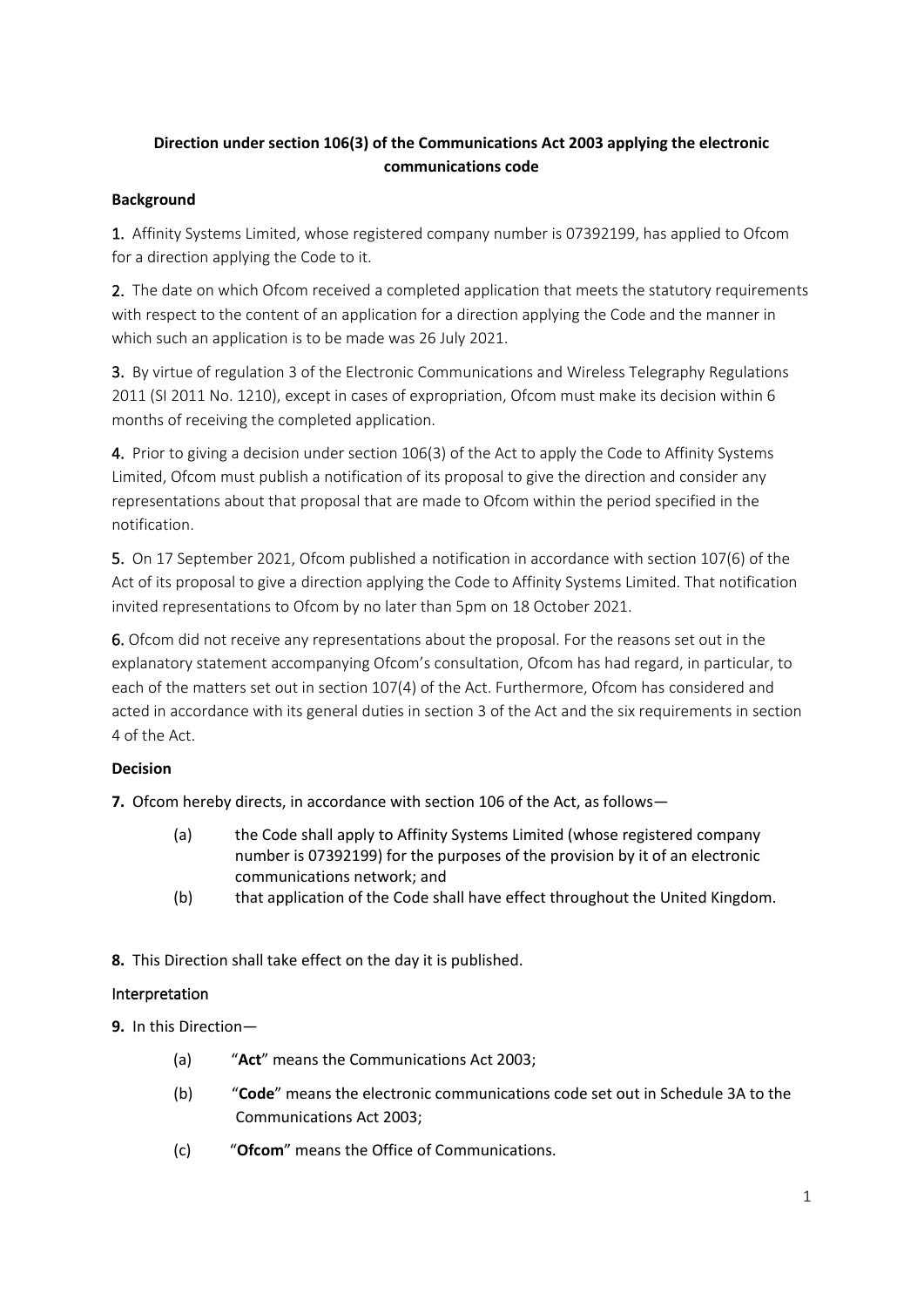**Direction under section 106(3) of the Communications Act 2003 applying the electronic communications code**

**Background**

1. Affinity Systems Limited, whose registered company number is 07392199, has applied to Ofcom for a direction applying the Code to it.

2. The date on which Ofcom received a completed application that meets the statutory requirements with respect to the content of an application for a direction applying the Code and the manner in which such an application is to be made was 26 July 2021.

3. By virtue of regulation 3 of the Electronic Communications and Wireless Telegraphy Regulations 2011 (SI 2011 No. 1210), except in cases of expropriation, Ofcom must make its decision within 6 months of receiving the completed application.

4. Prior to giving a decision under section 106(3) of the Act to apply the Code to Affinity Systems Limited, Ofcom must publish a notification of its proposal to give the direction and consider any representations about that proposal that are made to Ofcom within the period specified in the notification.

5. On 17 September 2021, Ofcom published a notification in accordance with section 107(6) of the Act of its proposal to give a direction applying the Code to Affinity Systems Limited. That notification invited representations to Ofcom by no later than 5pm on 18 October 2021.

6. Ofcom did not receive any representations about the proposal. For the reasons set out in the explanatory statement accompanying Ofcom's consultation, Ofcom has had regard, in particular, to each of the matters set out in section 107(4) of the Act. Furthermore, Ofcom has considered and acted in accordance with its general duties in section 3 of the Act and the six requirements in section 4 of the Act.

**Decision**

**7.** Ofcom hereby directs, in accordance with section 106 of the Act, as follows—

(a) the Code shall apply to Affinity Systems Limited (whose registered company number is 07392199) for the purposes of the provision by it of an electronic communications network; and

(b) that application of the Code shall have effect throughout the United Kingdom.

**8.** This Direction shall take effect on the day it is published.

Interpretation

**9.** In this Direction—

(a) "**Act**" means the Communications Act 2003;

(b) "**Code**" means the electronic communications code set out in Schedule 3A to the Communications Act 2003;

(c) "**Ofcom**" means the Office of Communications.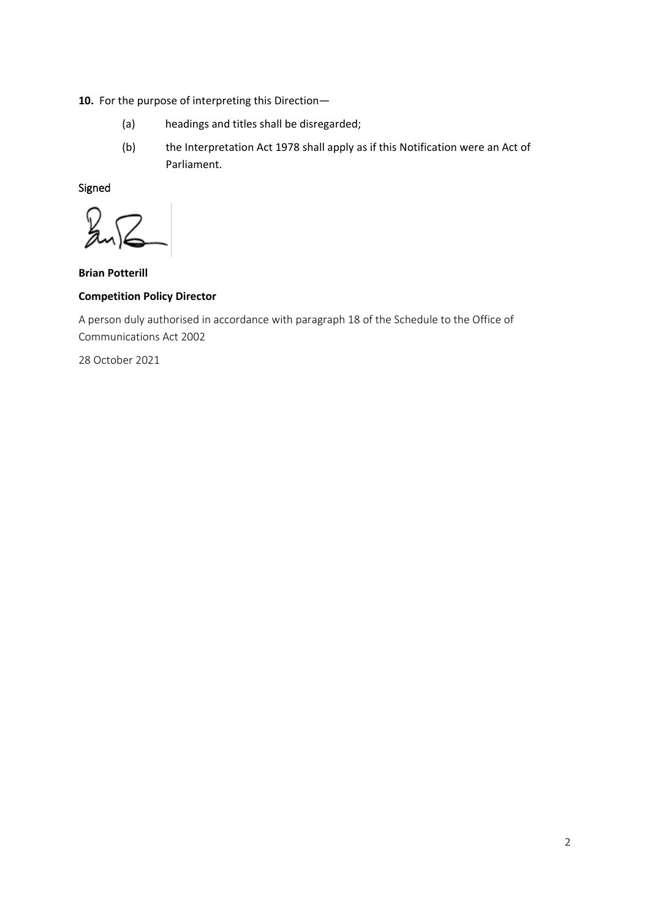**10.** For the purpose of interpreting this Direction—

(a) headings and titles shall be disregarded;

(b) the Interpretation Act 1978 shall apply as if this Notification were an Act of Parliament.

Signed

**Brian Potterill**

**Competition Policy Director**

A person duly authorised in accordance with paragraph 18 of the Schedule to the Office of Communications Act 2002

28 October 2021